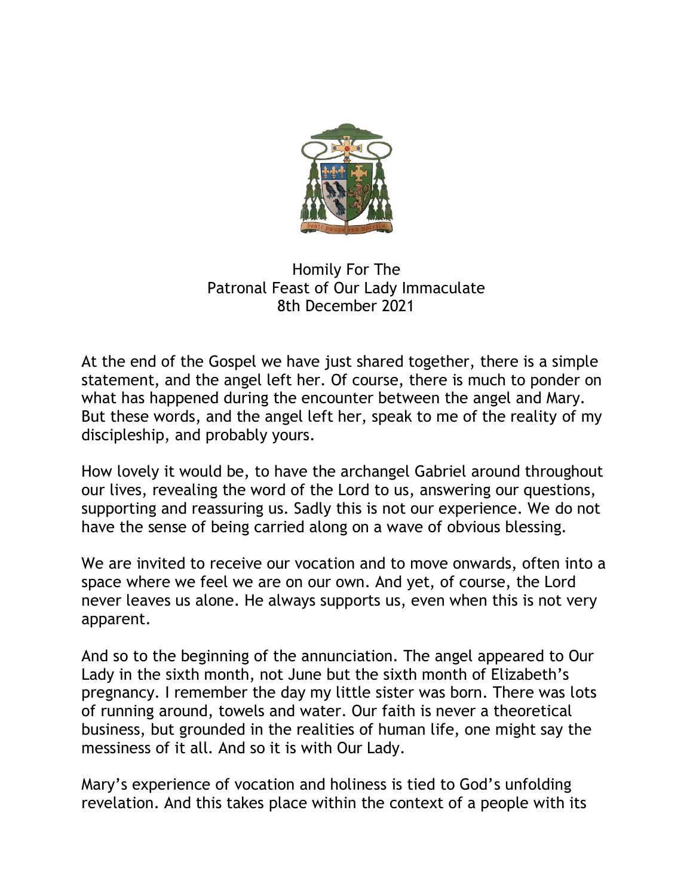# Homily For The
# Patronal Feast of Our Lady Immaculate
# 8th December 2021

At the end of the Gospel we have just shared together, there is a simple statement, and the angel left her. Of course, there is much to ponder on what has happened during the encounter between the angel and Mary. But these words, and the angel left her, speak to me of the reality of my discipleship, and probably yours.

How lovely it would be, to have the archangel Gabriel around throughout our lives, revealing the word of the Lord to us, answering our questions, supporting and reassuring us. Sadly this is not our experience. We do not have the sense of being carried along on a wave of obvious blessing.

We are invited to receive our vocation and to move onwards, often into a space where we feel we are on our own. And yet, of course, the Lord never leaves us alone. He always supports us, even when this is not very apparent.

And so to the beginning of the annunciation. The angel appeared to Our Lady in the sixth month, not June but the sixth month of Elizabeth's pregnancy. I remember the day my little sister was born. There was lots of running around, towels and water. Our faith is never a theoretical business, but grounded in the realities of human life, one might say the messiness of it all. And so it is with Our Lady.

Mary's experience of vocation and holiness is tied to God's unfolding revelation. And this takes place within the context of a people with its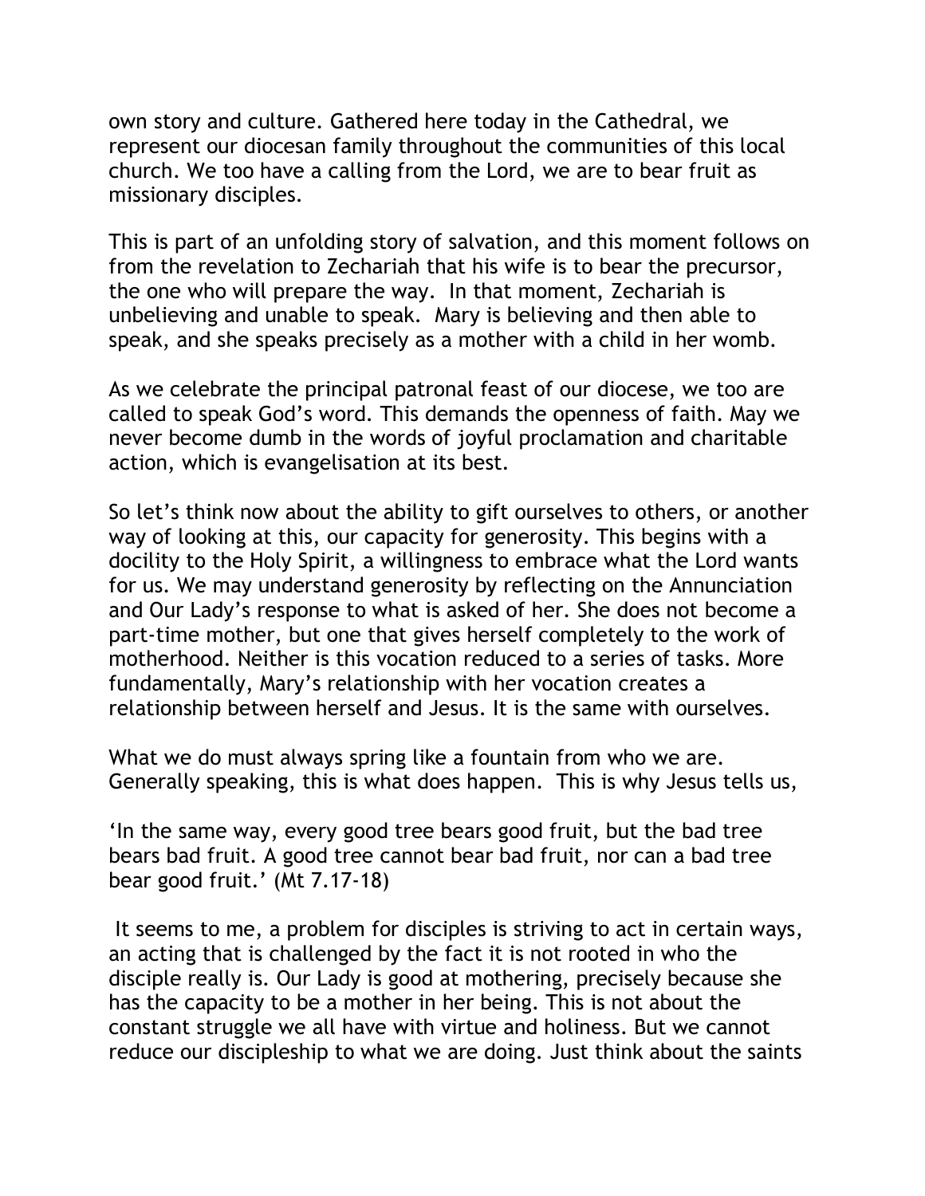own story and culture. Gathered here today in the Cathedral, we represent our diocesan family throughout the communities of this local church. We too have a calling from the Lord, we are to bear fruit as missionary disciples.

This is part of an unfolding story of salvation, and this moment follows on from the revelation to Zechariah that his wife is to bear the precursor, the one who will prepare the way. In that moment, Zechariah is unbelieving and unable to speak. Mary is believing and then able to speak, and she speaks precisely as a mother with a child in her womb.

As we celebrate the principal patronal feast of our diocese, we too are called to speak God's word. This demands the openness of faith. May we never become dumb in the words of joyful proclamation and charitable action, which is evangelisation at its best.

So let's think now about the ability to gift ourselves to others, or another way of looking at this, our capacity for generosity. This begins with a docility to the Holy Spirit, a willingness to embrace what the Lord wants for us. We may understand generosity by reflecting on the Annunciation and Our Lady's response to what is asked of her. She does not become a part-time mother, but one that gives herself completely to the work of motherhood. Neither is this vocation reduced to a series of tasks. More fundamentally, Mary's relationship with her vocation creates a relationship between herself and Jesus. It is the same with ourselves.

What we do must always spring like a fountain from who we are. Generally speaking, this is what does happen. This is why Jesus tells us,

'In the same way, every good tree bears good fruit, but the bad tree bears bad fruit. A good tree cannot bear bad fruit, nor can a bad tree bear good fruit.' (Mt 7.17-18)

It seems to me, a problem for disciples is striving to act in certain ways, an acting that is challenged by the fact it is not rooted in who the disciple really is. Our Lady is good at mothering, precisely because she has the capacity to be a mother in her being. This is not about the constant struggle we all have with virtue and holiness. But we cannot reduce our discipleship to what we are doing. Just think about the saints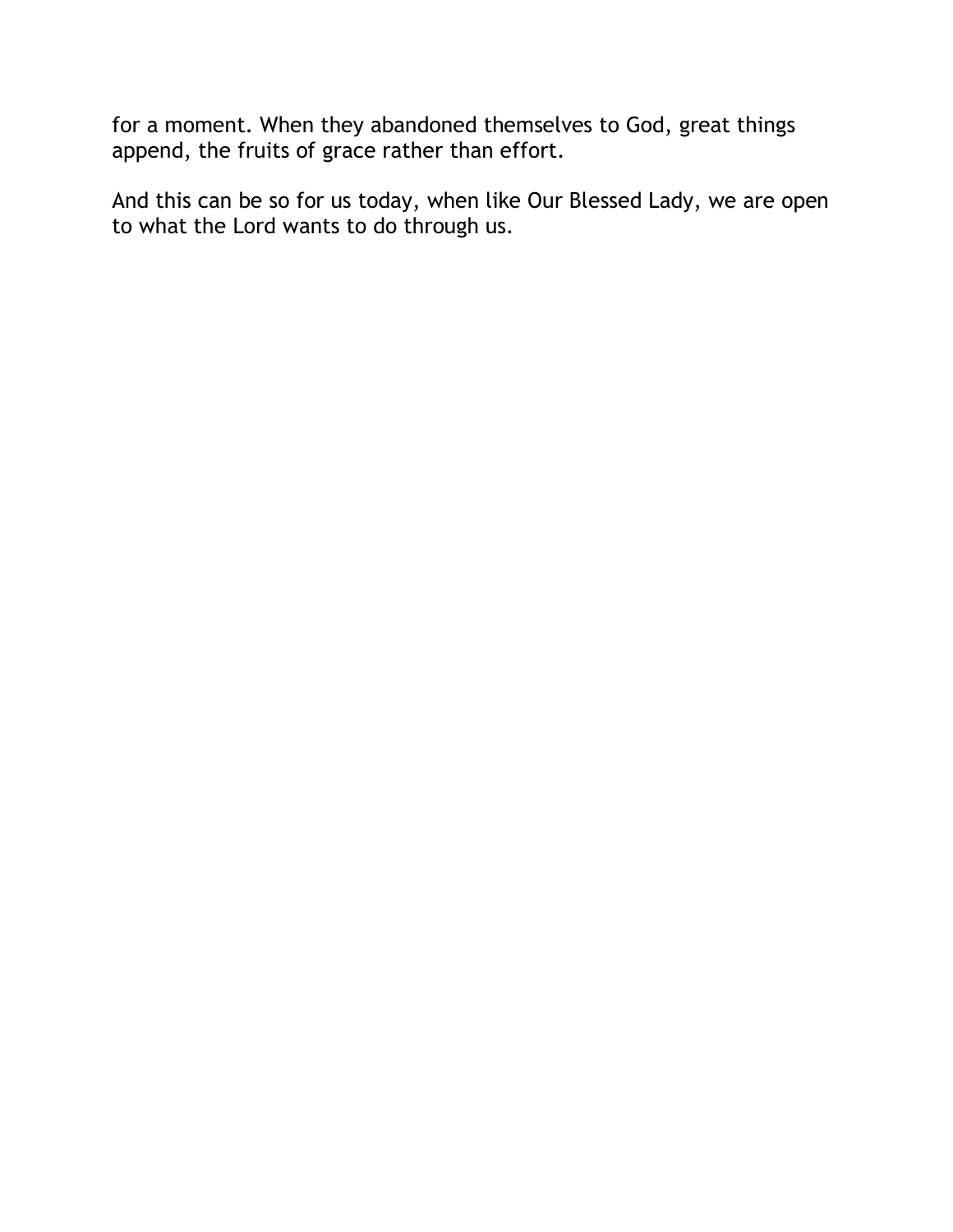for a moment. When they abandoned themselves to God, great things append, the fruits of grace rather than effort.

And this can be so for us today, when like Our Blessed Lady, we are open to what the Lord wants to do through us.